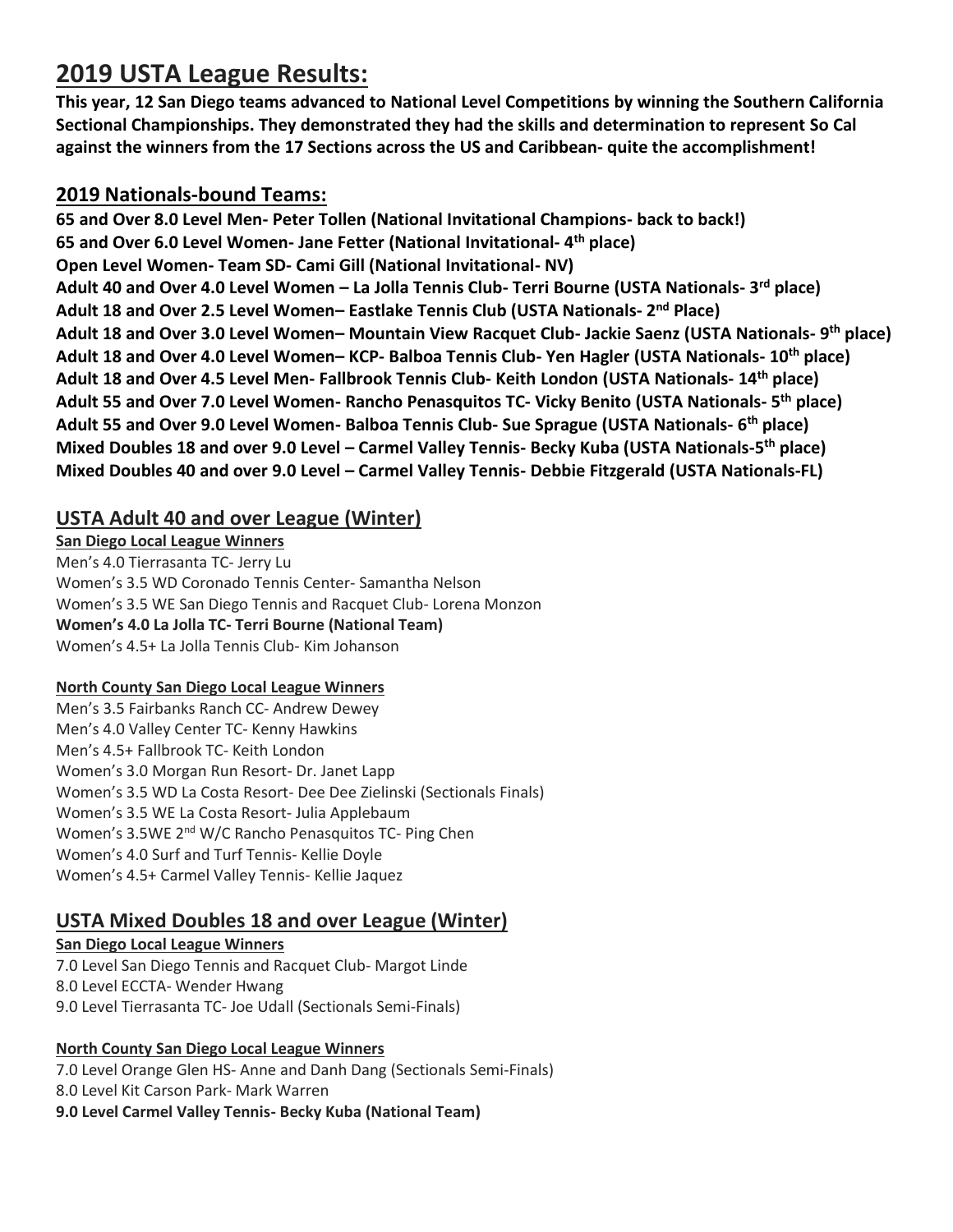# 2019 USTA League Results:

**This year, 12 San Diego teams advanced to National Level Competitions by winning the Southern California Sectional Championships. They demonstrated they had the skills and determination to represent So Cal against the winners from the 17 Sections across the US and Caribbean- quite the accomplishment!**

## 2019 Nationals-bound Teams:

**65 and Over 8.0 Level Men- Peter Tollen (National Invitational Champions- back to back!)**
**65 and Over 6.0 Level Women- Jane Fetter (National Invitational- 4th place)**
**Open Level Women- Team SD- Cami Gill (National Invitational- NV)**
**Adult 40 and Over 4.0 Level Women – La Jolla Tennis Club- Terri Bourne (USTA Nationals- 3rd place)**
**Adult 18 and Over 2.5 Level Women– Eastlake Tennis Club (USTA Nationals- 2nd Place)**
**Adult 18 and Over 3.0 Level Women– Mountain View Racquet Club- Jackie Saenz (USTA Nationals- 9th place)**
**Adult 18 and Over 4.0 Level Women– KCP- Balboa Tennis Club- Yen Hagler (USTA Nationals- 10th place)**
**Adult 18 and Over 4.5 Level Men- Fallbrook Tennis Club- Keith London (USTA Nationals- 14th place)**
**Adult 55 and Over 7.0 Level Women- Rancho Penasquitos TC- Vicky Benito (USTA Nationals- 5th place)**
**Adult 55 and Over 9.0 Level Women- Balboa Tennis Club- Sue Sprague (USTA Nationals- 6th place)**
**Mixed Doubles 18 and over 9.0 Level – Carmel Valley Tennis- Becky Kuba (USTA Nationals-5th place)**
**Mixed Doubles 40 and over 9.0 Level – Carmel Valley Tennis- Debbie Fitzgerald (USTA Nationals-FL)**

## USTA Adult 40 and over League (Winter)

**San Diego Local League Winners**

Men's 4.0 Tierrasanta TC- Jerry Lu
Women's 3.5 WD Coronado Tennis Center- Samantha Nelson
Women's 3.5 WE San Diego Tennis and Racquet Club- Lorena Monzon
**Women's 4.0 La Jolla TC- Terri Bourne (National Team)**
Women's 4.5+ La Jolla Tennis Club- Kim Johanson

**North County San Diego Local League Winners**

Men's 3.5 Fairbanks Ranch CC- Andrew Dewey
Men's 4.0 Valley Center TC- Kenny Hawkins
Men's 4.5+ Fallbrook TC- Keith London
Women's 3.0 Morgan Run Resort- Dr. Janet Lapp
Women's 3.5 WD La Costa Resort- Dee Dee Zielinski (Sectionals Finals)
Women's 3.5 WE La Costa Resort- Julia Applebaum
Women's 3.5WE 2nd W/C Rancho Penasquitos TC- Ping Chen
Women's 4.0 Surf and Turf Tennis- Kellie Doyle
Women's 4.5+ Carmel Valley Tennis- Kellie Jaquez

## USTA Mixed Doubles 18 and over League (Winter)

**San Diego Local League Winners**

7.0 Level San Diego Tennis and Racquet Club- Margot Linde
8.0 Level ECCTA- Wender Hwang
9.0 Level Tierrasanta TC- Joe Udall (Sectionals Semi-Finals)

**North County San Diego Local League Winners**

7.0 Level Orange Glen HS- Anne and Danh Dang (Sectionals Semi-Finals)
8.0 Level Kit Carson Park- Mark Warren
**9.0 Level Carmel Valley Tennis- Becky Kuba (National Team)**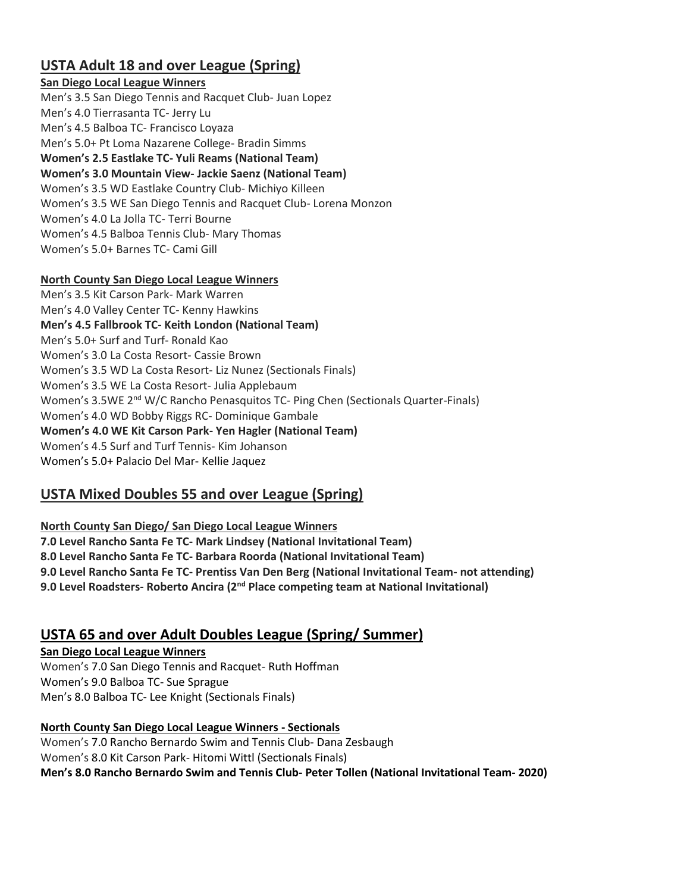## USTA Adult 18 and over League (Spring)

**San Diego Local League Winners**

Men's 3.5 San Diego Tennis and Racquet Club- Juan Lopez
Men's 4.0 Tierrasanta TC- Jerry Lu
Men's 4.5 Balboa TC- Francisco Loyaza
Men's 5.0+ Pt Loma Nazarene College- Bradin Simms
**Women's 2.5 Eastlake TC- Yuli Reams (National Team)**
**Women's 3.0 Mountain View- Jackie Saenz (National Team)**
Women's 3.5 WD Eastlake Country Club- Michiyo Killeen
Women's 3.5 WE San Diego Tennis and Racquet Club- Lorena Monzon
Women's 4.0 La Jolla TC- Terri Bourne
Women's 4.5 Balboa Tennis Club- Mary Thomas
Women's 5.0+ Barnes TC- Cami Gill

**North County San Diego Local League Winners**

Men's 3.5 Kit Carson Park- Mark Warren
Men's 4.0 Valley Center TC- Kenny Hawkins
**Men's 4.5 Fallbrook TC- Keith London (National Team)**
Men's 5.0+ Surf and Turf- Ronald Kao
Women's 3.0 La Costa Resort- Cassie Brown
Women's 3.5 WD La Costa Resort- Liz Nunez (Sectionals Finals)
Women's 3.5 WE La Costa Resort- Julia Applebaum
Women's 3.5WE 2nd W/C Rancho Penasquitos TC- Ping Chen (Sectionals Quarter-Finals)
Women's 4.0 WD Bobby Riggs RC- Dominique Gambale
**Women's 4.0 WE Kit Carson Park- Yen Hagler (National Team)**
Women's 4.5 Surf and Turf Tennis- Kim Johanson
Women's 5.0+ Palacio Del Mar- Kellie Jaquez

## USTA Mixed Doubles 55 and over League (Spring)

**North County San Diego/ San Diego Local League Winners**

**7.0 Level Rancho Santa Fe TC- Mark Lindsey (National Invitational Team)**
**8.0 Level Rancho Santa Fe TC- Barbara Roorda (National Invitational Team)**
**9.0 Level Rancho Santa Fe TC- Prentiss Van Den Berg (National Invitational Team- not attending)**
**9.0 Level Roadsters- Roberto Ancira (2nd Place competing team at National Invitational)**

## USTA 65 and over Adult Doubles League (Spring/ Summer)

**San Diego Local League Winners**

Women's 7.0 San Diego Tennis and Racquet- Ruth Hoffman
Women's 9.0 Balboa TC- Sue Sprague
Men's 8.0 Balboa TC- Lee Knight (Sectionals Finals)

**North County San Diego Local League Winners - Sectionals**

Women's 7.0 Rancho Bernardo Swim and Tennis Club- Dana Zesbaugh
Women's 8.0 Kit Carson Park- Hitomi Wittl (Sectionals Finals)
**Men's 8.0 Rancho Bernardo Swim and Tennis Club- Peter Tollen (National Invitational Team- 2020)**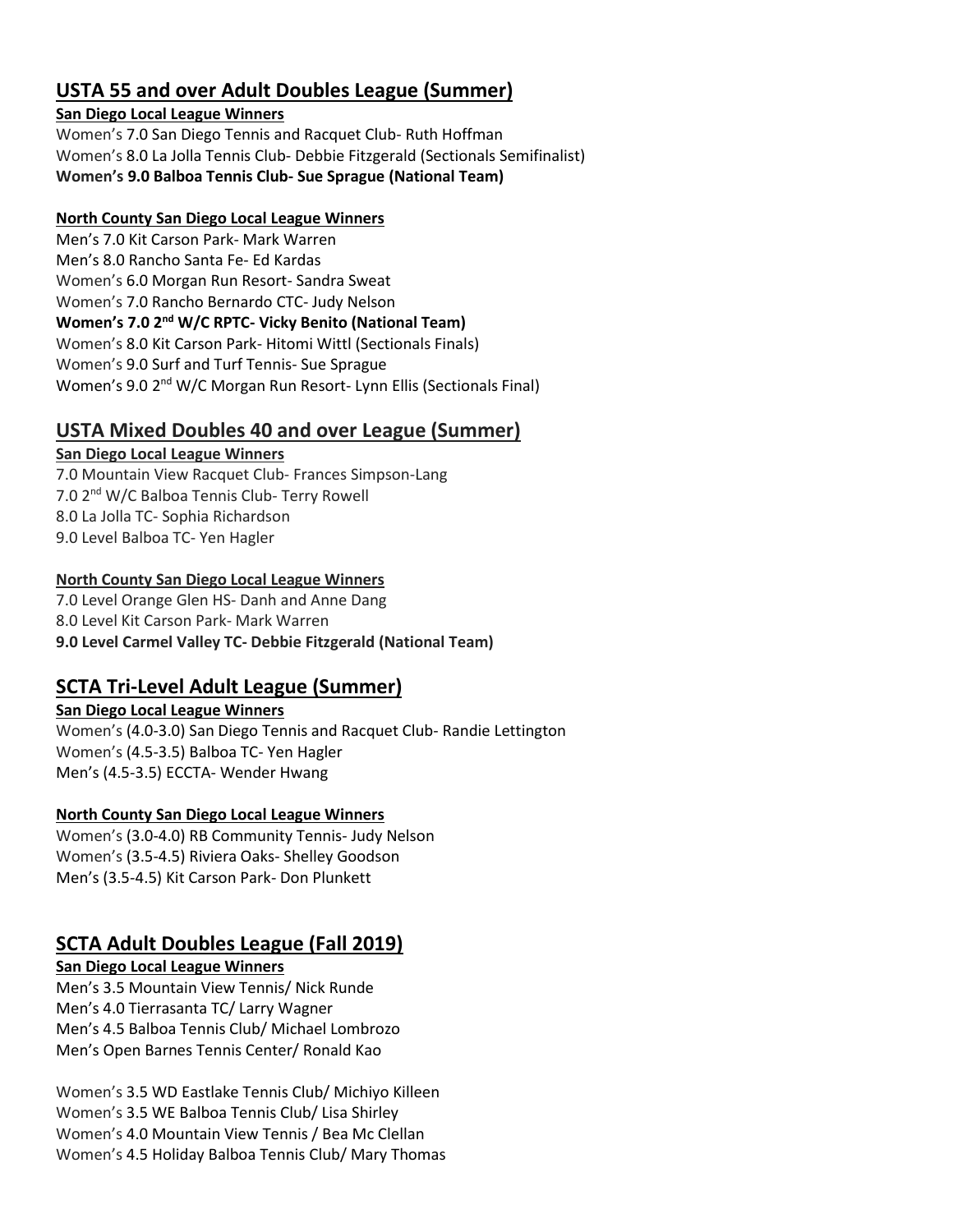## USTA 55 and over Adult Doubles League (Summer)

**San Diego Local League Winners**

Women's 7.0 San Diego Tennis and Racquet Club- Ruth Hoffman
Women's 8.0 La Jolla Tennis Club- Debbie Fitzgerald (Sectionals Semifinalist)
**Women's 9.0 Balboa Tennis Club- Sue Sprague (National Team)**

**North County San Diego Local League Winners**

Men's 7.0 Kit Carson Park- Mark Warren
Men's 8.0 Rancho Santa Fe- Ed Kardas
Women's 6.0 Morgan Run Resort- Sandra Sweat
Women's 7.0 Rancho Bernardo CTC- Judy Nelson
**Women's 7.0 2nd W/C RPTC- Vicky Benito (National Team)**
Women's 8.0 Kit Carson Park- Hitomi Wittl (Sectionals Finals)
Women's 9.0 Surf and Turf Tennis- Sue Sprague
Women's 9.0 2nd W/C Morgan Run Resort- Lynn Ellis (Sectionals Final)

## USTA Mixed Doubles 40 and over League (Summer)

**San Diego Local League Winners**

7.0 Mountain View Racquet Club- Frances Simpson-Lang
7.0 2nd W/C Balboa Tennis Club- Terry Rowell
8.0 La Jolla TC- Sophia Richardson
9.0 Level Balboa TC- Yen Hagler

**North County San Diego Local League Winners**

7.0 Level Orange Glen HS- Danh and Anne Dang
8.0 Level Kit Carson Park- Mark Warren
**9.0 Level Carmel Valley TC- Debbie Fitzgerald (National Team)**

## SCTA Tri-Level Adult League (Summer)

**San Diego Local League Winners**

Women's (4.0-3.0) San Diego Tennis and Racquet Club- Randie Lettington
Women's (4.5-3.5) Balboa TC- Yen Hagler
Men's (4.5-3.5) ECCTA- Wender Hwang

**North County San Diego Local League Winners**

Women's (3.0-4.0) RB Community Tennis- Judy Nelson
Women's (3.5-4.5) Riviera Oaks- Shelley Goodson
Men's (3.5-4.5) Kit Carson Park- Don Plunkett

## SCTA Adult Doubles League (Fall 2019)

**San Diego Local League Winners**

Men's 3.5 Mountain View Tennis/ Nick Runde
Men's 4.0 Tierrasanta TC/ Larry Wagner
Men's 4.5 Balboa Tennis Club/ Michael Lombrozo
Men's Open Barnes Tennis Center/ Ronald Kao

Women's 3.5 WD Eastlake Tennis Club/ Michiyo Killeen
Women's 3.5 WE Balboa Tennis Club/ Lisa Shirley
Women's 4.0 Mountain View Tennis / Bea Mc Clellan
Women's 4.5 Holiday Balboa Tennis Club/ Mary Thomas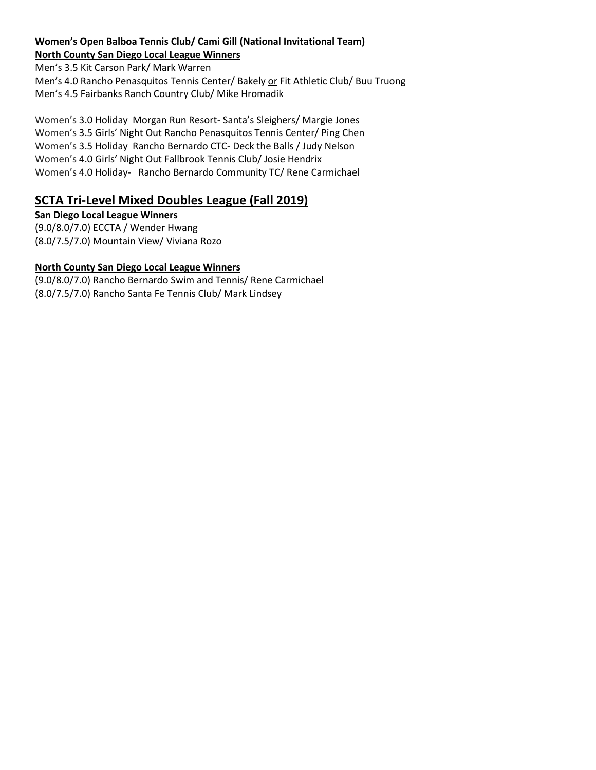**Women's Open Balboa Tennis Club/ Cami Gill (National Invitational Team)**

**North County San Diego Local League Winners**

Men's 3.5 Kit Carson Park/ Mark Warren
Men's 4.0 Rancho Penasquitos Tennis Center/ Bakely or Fit Athletic Club/ Buu Truong
Men's 4.5 Fairbanks Ranch Country Club/ Mike Hromadik

Women's 3.0 Holiday Morgan Run Resort- Santa's Sleighers/ Margie Jones
Women's 3.5 Girls' Night Out Rancho Penasquitos Tennis Center/ Ping Chen
Women's 3.5 Holiday Rancho Bernardo CTC- Deck the Balls / Judy Nelson
Women's 4.0 Girls' Night Out Fallbrook Tennis Club/ Josie Hendrix
Women's 4.0 Holiday- Rancho Bernardo Community TC/ Rene Carmichael

## SCTA Tri-Level Mixed Doubles League (Fall 2019)

**San Diego Local League Winners**

(9.0/8.0/7.0) ECCTA / Wender Hwang
(8.0/7.5/7.0) Mountain View/ Viviana Rozo

**North County San Diego Local League Winners**

(9.0/8.0/7.0) Rancho Bernardo Swim and Tennis/ Rene Carmichael
(8.0/7.5/7.0) Rancho Santa Fe Tennis Club/ Mark Lindsey